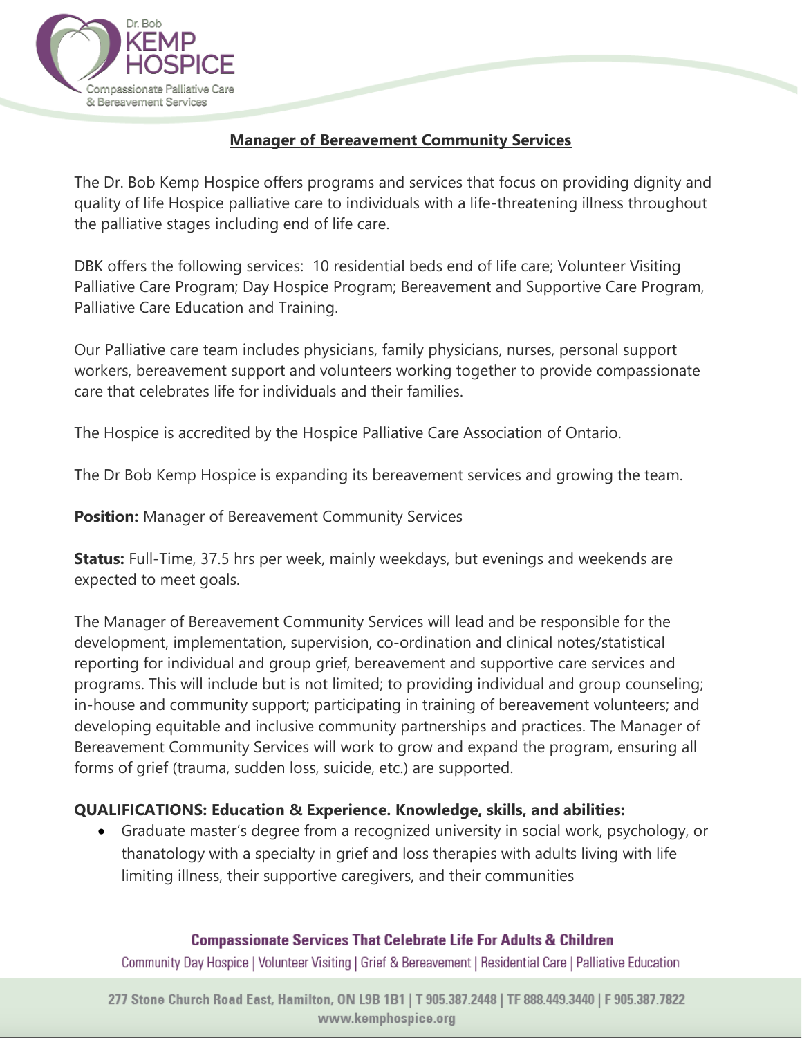## Manager of Bereavement Community Services

The Dr. Bob Kemp Hospice offers programs and services that focus on providing dignity and quality of life Hospice palliative care to individuals with a life-threatening illness throughout the palliative stages including end of life care.

DBK offers the following services: 10 residential beds end of life care; Volunteer Visiting Palliative Care Program; Day Hospice Program; Bereavement and Supportive Care Program, Palliative Care Education and Training.

Our Palliative care team includes physicians, family physicians, nurses, personal support workers, bereavement support and volunteers working together to provide compassionate care that celebrates life for individuals and their families.

The Hospice is accredited by the Hospice Palliative Care Association of Ontario.

The Dr Bob Kemp Hospice is expanding its bereavement services and growing the team.

**Position:** Manager of Bereavement Community Services

**Status:** Full-Time, 37.5 hrs per week, mainly weekdays, but evenings and weekends are expected to meet goals.

The Manager of Bereavement Community Services will lead and be responsible for the development, implementation, supervision, co-ordination and clinical notes/statistical reporting for individual and group grief, bereavement and supportive care services and programs. This will include but is not limited; to providing individual and group counseling; in-house and community support; participating in training of bereavement volunteers; and developing equitable and inclusive community partnerships and practices. The Manager of Bereavement Community Services will work to grow and expand the program, ensuring all forms of grief (trauma, sudden loss, suicide, etc.) are supported.

**QUALIFICATIONS: Education & Experience. Knowledge, skills, and abilities:**

- Graduate master's degree from a recognized university in social work, psychology, or thanatology with a specialty in grief and loss therapies with adults living with life limiting illness, their supportive caregivers, and their communities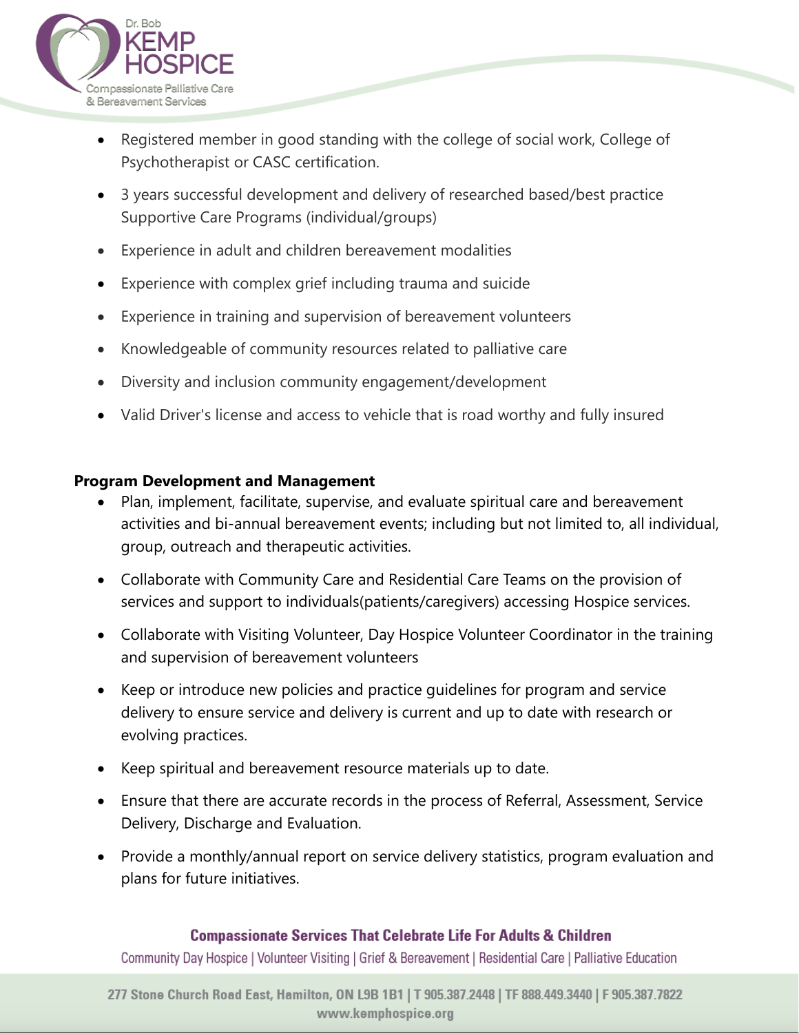- Registered member in good standing with the college of social work, College of Psychotherapist or CASC certification.
- 3 years successful development and delivery of researched based/best practice Supportive Care Programs (individual/groups)
- Experience in adult and children bereavement modalities
- Experience with complex grief including trauma and suicide
- Experience in training and supervision of bereavement volunteers
- Knowledgeable of community resources related to palliative care
- Diversity and inclusion community engagement/development
- Valid Driver's license and access to vehicle that is road worthy and fully insured

**Program Development and Management**

- Plan, implement, facilitate, supervise, and evaluate spiritual care and bereavement activities and bi-annual bereavement events; including but not limited to, all individual, group, outreach and therapeutic activities.
- Collaborate with Community Care and Residential Care Teams on the provision of services and support to individuals(patients/caregivers) accessing Hospice services.
- Collaborate with Visiting Volunteer, Day Hospice Volunteer Coordinator in the training and supervision of bereavement volunteers
- Keep or introduce new policies and practice guidelines for program and service delivery to ensure service and delivery is current and up to date with research or evolving practices.
- Keep spiritual and bereavement resource materials up to date.
- Ensure that there are accurate records in the process of Referral, Assessment, Service Delivery, Discharge and Evaluation.
- Provide a monthly/annual report on service delivery statistics, program evaluation and plans for future initiatives.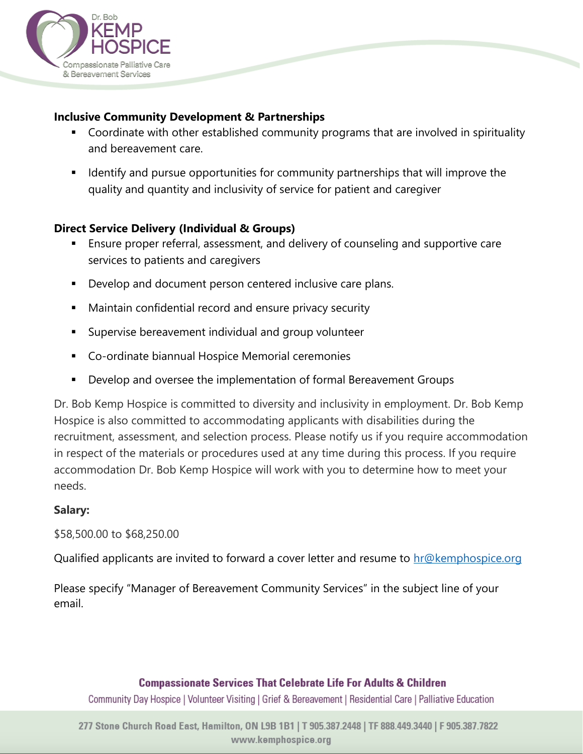**Inclusive Community Development & Partnerships**

- Coordinate with other established community programs that are involved in spirituality and bereavement care.
- Identify and pursue opportunities for community partnerships that will improve the quality and quantity and inclusivity of service for patient and caregiver

**Direct Service Delivery (Individual & Groups)**

- Ensure proper referral, assessment, and delivery of counseling and supportive care services to patients and caregivers
- Develop and document person centered inclusive care plans.
- Maintain confidential record and ensure privacy security
- Supervise bereavement individual and group volunteer
- Co-ordinate biannual Hospice Memorial ceremonies
- Develop and oversee the implementation of formal Bereavement Groups

Dr. Bob Kemp Hospice is committed to diversity and inclusivity in employment. Dr. Bob Kemp Hospice is also committed to accommodating applicants with disabilities during the recruitment, assessment, and selection process. Please notify us if you require accommodation in respect of the materials or procedures used at any time during this process. If you require accommodation Dr. Bob Kemp Hospice will work with you to determine how to meet your needs.

**Salary:**

$58,500.00 to $68,250.00

Qualified applicants are invited to forward a cover letter and resume to hr@kemphospice.org

Please specify "Manager of Bereavement Community Services" in the subject line of your email.